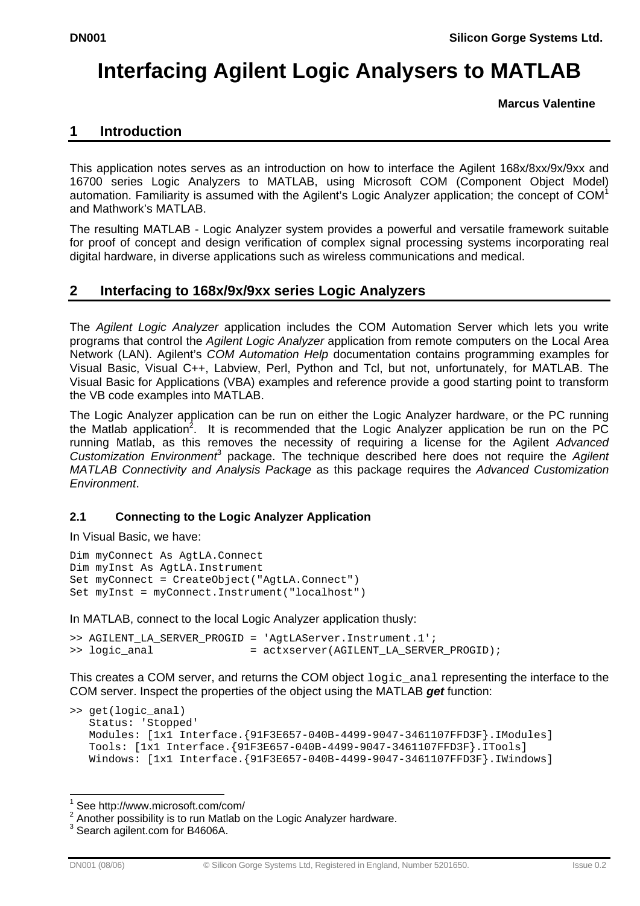# Interfacing Agilent Logic Analysers to MATLAB

**Marcus Valentine**

## 1 Introduction

This application notes serves as an introduction on how to interface the Agilent 168x/8xx/9x/9xx and 16700 series Logic Analyzers to MATLAB, using Microsoft COM (Component Object Model) automation. Familiarity is assumed with the Agilent's Logic Analyzer application; the concept of COM[1] and Mathwork's MATLAB.

The resulting MATLAB - Logic Analyzer system provides a powerful and versatile framework suitable for proof of concept and design verification of complex signal processing systems incorporating real digital hardware, in diverse applications such as wireless communications and medical.

## 2 Interfacing to 168x/9x/9xx series Logic Analyzers

The *Agilent Logic Analyzer* application includes the COM Automation Server which lets you write programs that control the *Agilent Logic Analyzer* application from remote computers on the Local Area Network (LAN). Agilent's *COM Automation Help* documentation contains programming examples for Visual Basic, Visual C++, Labview, Perl, Python and Tcl, but not, unfortunately, for MATLAB. The Visual Basic for Applications (VBA) examples and reference provide a good starting point to transform the VB code examples into MATLAB.

The Logic Analyzer application can be run on either the Logic Analyzer hardware, or the PC running the Matlab application[2]. It is recommended that the Logic Analyzer application be run on the PC running Matlab, as this removes the necessity of requiring a license for the Agilent *Advanced Customization Environment*[3] package. The technique described here does not require the *Agilent MATLAB Connectivity and Analysis Package* as this package requires the *Advanced Customization Environment*.

### 2.1 Connecting to the Logic Analyzer Application

In Visual Basic, we have:

```
Dim myConnect As AgtLA.Connect
Dim myInst As AgtLA.Instrument
Set myConnect = CreateObject("AgtLA.Connect")
Set myInst = myConnect.Instrument("localhost")
```

In MATLAB, connect to the local Logic Analyzer application thusly:

```
>> AGILENT_LA_SERVER_PROGID = 'AgtLAServer.Instrument.1';
>> logic_anal               = actxserver(AGILENT_LA_SERVER_PROGID);
```

This creates a COM server, and returns the COM object `logic_anal` representing the interface to the COM server. Inspect the properties of the object using the MATLAB ***get*** function:

```
>> get(logic_anal)
   Status: 'Stopped'
   Modules: [1x1 Interface.{91F3E657-040B-4499-9047-3461107FFD3F}.IModules]
   Tools: [1x1 Interface.{91F3E657-040B-4499-9047-3461107FFD3F}.ITools]
   Windows: [1x1 Interface.{91F3E657-040B-4499-9047-3461107FFD3F}.IWindows]
```

---

[1] See http://www.microsoft.com/com/

[2] Another possibility is to run Matlab on the Logic Analyzer hardware.

[3] Search agilent.com for B4606A.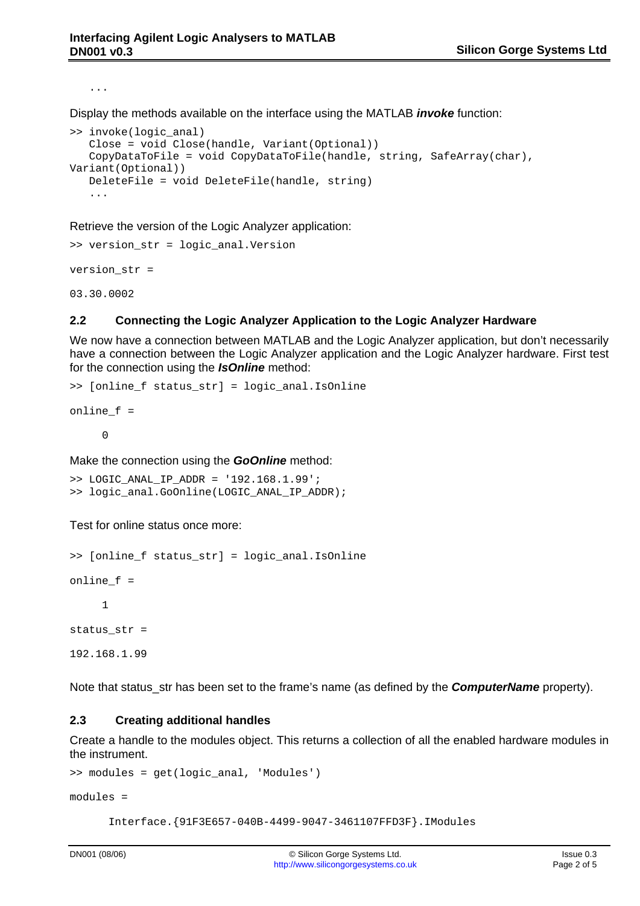```
   ...
```

Display the methods available on the interface using the MATLAB ***invoke*** function:

```
>> invoke(logic_anal)
   Close = void Close(handle, Variant(Optional))
   CopyDataToFile = void CopyDataToFile(handle, string, SafeArray(char),
Variant(Optional))
   DeleteFile = void DeleteFile(handle, string)
   ...
```

Retrieve the version of the Logic Analyzer application:

```
>> version_str = logic_anal.Version

version_str =

03.30.0002
```

### 2.2 Connecting the Logic Analyzer Application to the Logic Analyzer Hardware

We now have a connection between MATLAB and the Logic Analyzer application, but don't necessarily have a connection between the Logic Analyzer application and the Logic Analyzer hardware. First test for the connection using the ***IsOnline*** method:

```
>> [online_f status_str] = logic_anal.IsOnline

online_f =

     0
```

Make the connection using the ***GoOnline*** method:

```
>> LOGIC_ANAL_IP_ADDR = '192.168.1.99';
>> logic_anal.GoOnline(LOGIC_ANAL_IP_ADDR);
```

Test for online status once more:

```
>> [online_f status_str] = logic_anal.IsOnline

online_f =

     1

status_str =

192.168.1.99
```

Note that status_str has been set to the frame's name (as defined by the ***ComputerName*** property).

### 2.3 Creating additional handles

Create a handle to the modules object. This returns a collection of all the enabled hardware modules in the instrument.

```
>> modules = get(logic_anal, 'Modules')

modules =

      Interface.{91F3E657-040B-4499-9047-3461107FFD3F}.IModules
```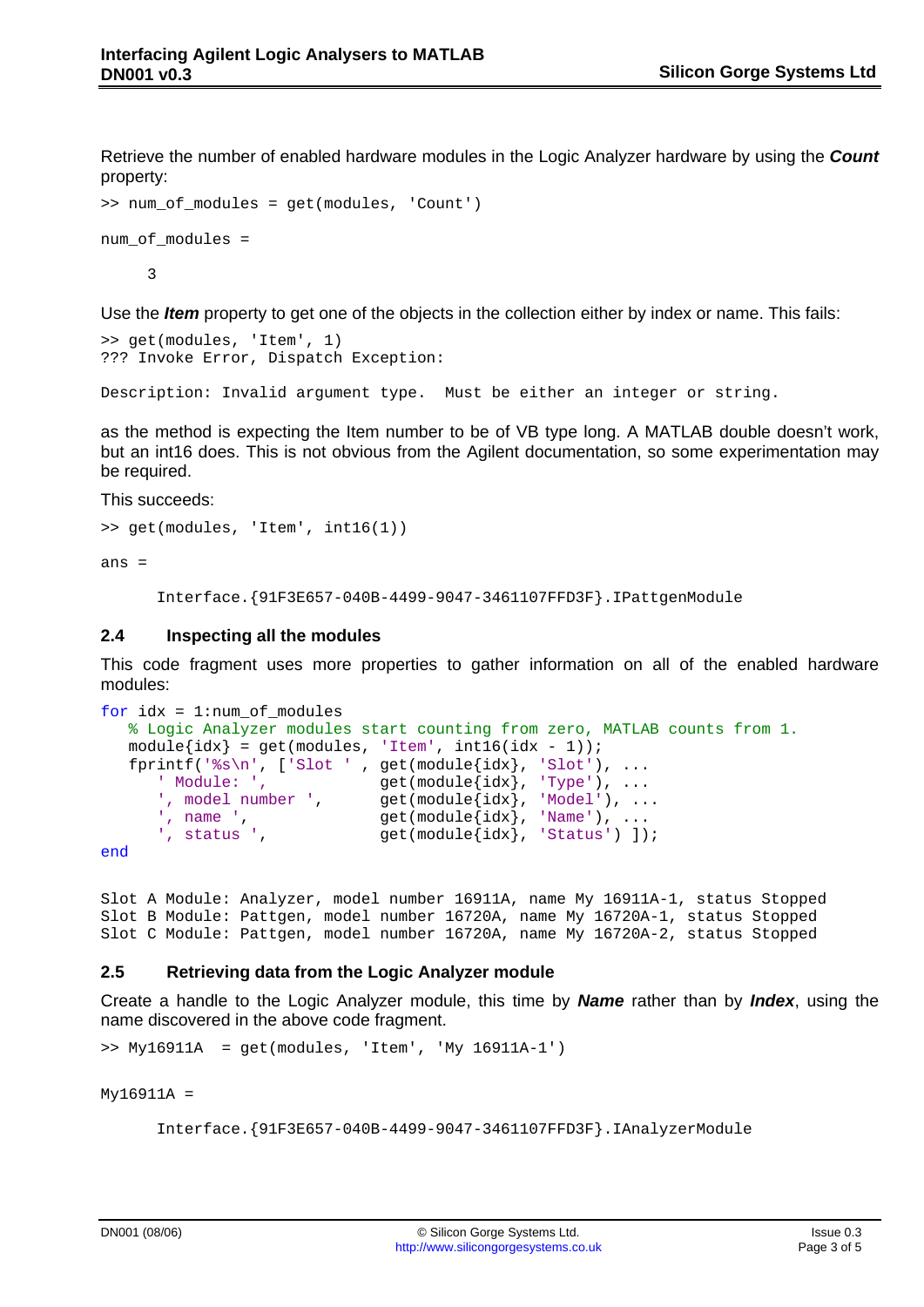Retrieve the number of enabled hardware modules in the Logic Analyzer hardware by using the ***Count*** property:

```
>> num_of_modules = get(modules, 'Count')

num_of_modules =

     3
```

Use the ***Item*** property to get one of the objects in the collection either by index or name. This fails:

```
>> get(modules, 'Item', 1)
??? Invoke Error, Dispatch Exception:

Description: Invalid argument type.  Must be either an integer or string.
```

as the method is expecting the Item number to be of VB type long. A MATLAB double doesn't work, but an int16 does. This is not obvious from the Agilent documentation, so some experimentation may be required.

This succeeds:

```
>> get(modules, 'Item', int16(1))

ans =

      Interface.{91F3E657-040B-4499-9047-3461107FFD3F}.IPattgenModule
```

### 2.4 Inspecting all the modules

This code fragment uses more properties to gather information on all of the enabled hardware modules:

```
for idx = 1:num_of_modules
   % Logic Analyzer modules start counting from zero, MATLAB counts from 1.
   module{idx} = get(modules, 'Item', int16(idx - 1));
   fprintf('%s\n', ['Slot ' , get(module{idx}, 'Slot'), ...
      ' Module: ',            get(module{idx}, 'Type'), ...
      ', model number ',      get(module{idx}, 'Model'), ...
      ', name ',              get(module{idx}, 'Name'), ...
      ', status ',            get(module{idx}, 'Status') ]);
end
```

```
Slot A Module: Analyzer, model number 16911A, name My 16911A-1, status Stopped
Slot B Module: Pattgen, model number 16720A, name My 16720A-1, status Stopped
Slot C Module: Pattgen, model number 16720A, name My 16720A-2, status Stopped
```

### 2.5 Retrieving data from the Logic Analyzer module

Create a handle to the Logic Analyzer module, this time by ***Name*** rather than by ***Index***, using the name discovered in the above code fragment.

```
>> My16911A  = get(modules, 'Item', 'My 16911A-1')

My16911A =

      Interface.{91F3E657-040B-4499-9047-3461107FFD3F}.IAnalyzerModule
```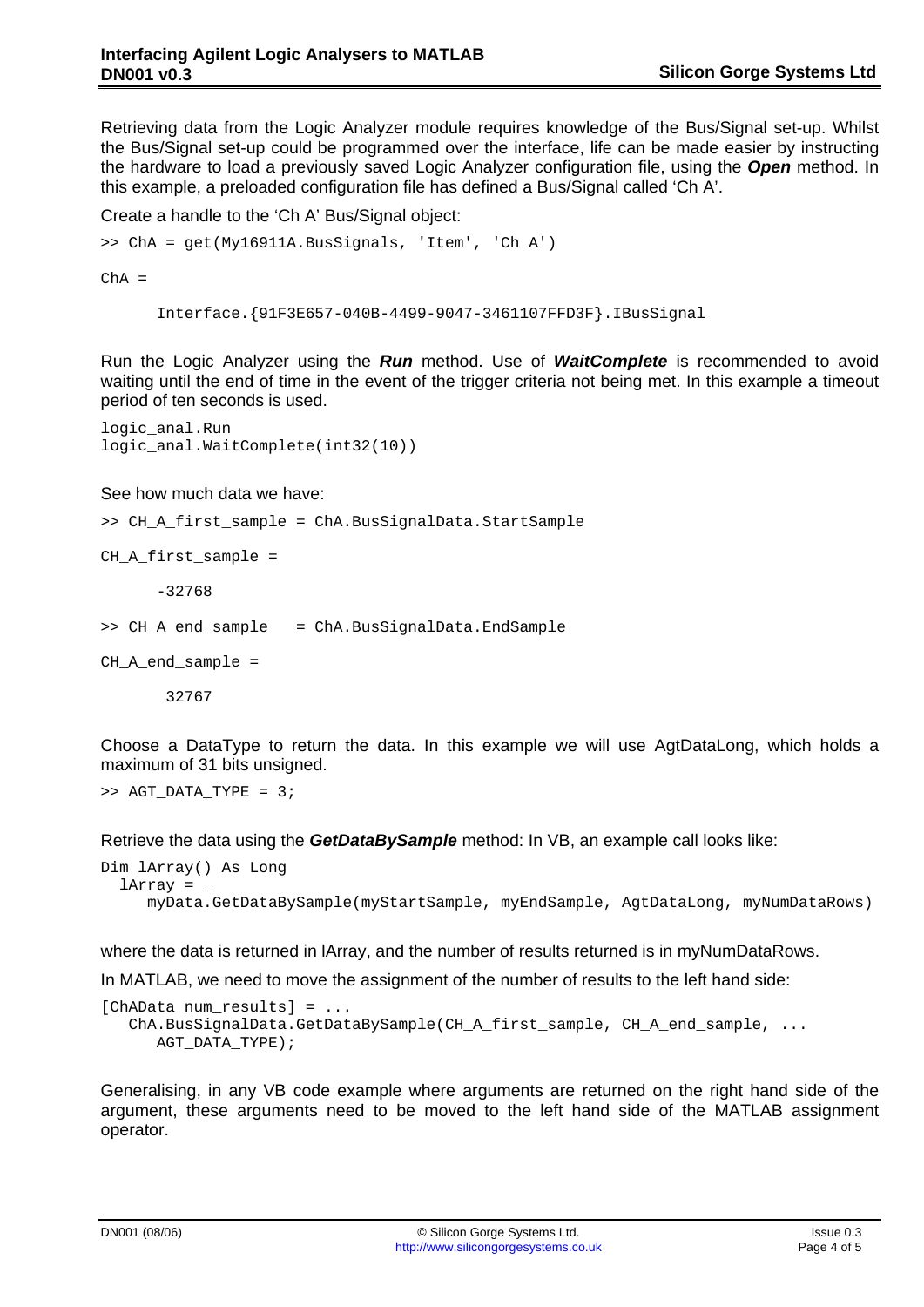Retrieving data from the Logic Analyzer module requires knowledge of the Bus/Signal set-up. Whilst the Bus/Signal set-up could be programmed over the interface, life can be made easier by instructing the hardware to load a previously saved Logic Analyzer configuration file, using the ***Open*** method. In this example, a preloaded configuration file has defined a Bus/Signal called 'Ch A'.

Create a handle to the 'Ch A' Bus/Signal object:

```
>> ChA = get(My16911A.BusSignals, 'Item', 'Ch A')

ChA =

      Interface.{91F3E657-040B-4499-9047-3461107FFD3F}.IBusSignal
```

Run the Logic Analyzer using the ***Run*** method. Use of ***WaitComplete*** is recommended to avoid waiting until the end of time in the event of the trigger criteria not being met. In this example a timeout period of ten seconds is used.

```
logic_anal.Run
logic_anal.WaitComplete(int32(10))
```

See how much data we have:

```
>> CH_A_first_sample = ChA.BusSignalData.StartSample

CH_A_first_sample =

      -32768

>> CH_A_end_sample   = ChA.BusSignalData.EndSample

CH_A_end_sample =

       32767
```

Choose a DataType to return the data. In this example we will use AgtDataLong, which holds a maximum of 31 bits unsigned.

```
>> AGT_DATA_TYPE = 3;
```

Retrieve the data using the ***GetDataBySample*** method: In VB, an example call looks like:

```
Dim lArray() As Long
  lArray = _
     myData.GetDataBySample(myStartSample, myEndSample, AgtDataLong, myNumDataRows)
```

where the data is returned in lArray, and the number of results returned is in myNumDataRows.

In MATLAB, we need to move the assignment of the number of results to the left hand side:

```
[ChAData num_results] = ...
   ChA.BusSignalData.GetDataBySample(CH_A_first_sample, CH_A_end_sample, ...
      AGT_DATA_TYPE);
```

Generalising, in any VB code example where arguments are returned on the right hand side of the argument, these arguments need to be moved to the left hand side of the MATLAB assignment operator.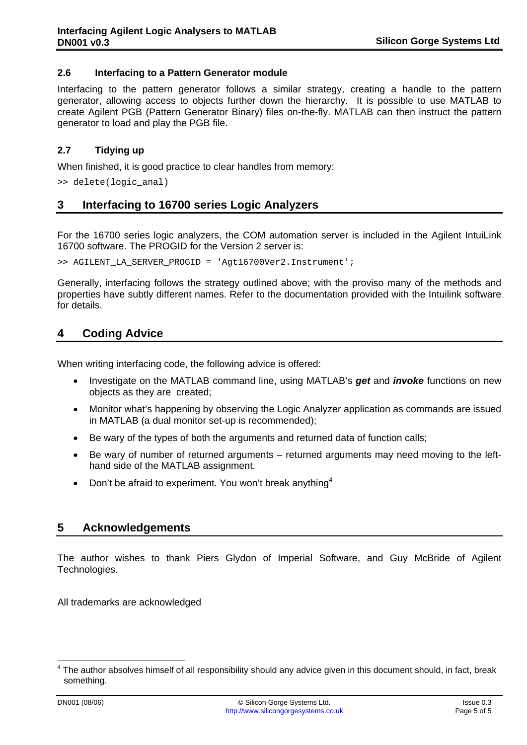### 2.6 Interfacing to a Pattern Generator module

Interfacing to the pattern generator follows a similar strategy, creating a handle to the pattern generator, allowing access to objects further down the hierarchy. It is possible to use MATLAB to create Agilent PGB (Pattern Generator Binary) files on-the-fly. MATLAB can then instruct the pattern generator to load and play the PGB file.

### 2.7 Tidying up

When finished, it is good practice to clear handles from memory:

```
>> delete(logic_anal)
```

## 3 Interfacing to 16700 series Logic Analyzers

For the 16700 series logic analyzers, the COM automation server is included in the Agilent IntuiLink 16700 software. The PROGID for the Version 2 server is:

```
>> AGILENT_LA_SERVER_PROGID = 'Agt16700Ver2.Instrument';
```

Generally, interfacing follows the strategy outlined above; with the proviso many of the methods and properties have subtly different names. Refer to the documentation provided with the Intuilink software for details.

## 4 Coding Advice

When writing interfacing code, the following advice is offered:

- Investigate on the MATLAB command line, using MATLAB's ***get*** and ***invoke*** functions on new objects as they are created;
- Monitor what's happening by observing the Logic Analyzer application as commands are issued in MATLAB (a dual monitor set-up is recommended);
- Be wary of the types of both the arguments and returned data of function calls;
- Be wary of number of returned arguments – returned arguments may need moving to the left-hand side of the MATLAB assignment.
- Don't be afraid to experiment. You won't break anything[4]

## 5 Acknowledgements

The author wishes to thank Piers Glydon of Imperial Software, and Guy McBride of Agilent Technologies.

All trademarks are acknowledged

[4] The author absolves himself of all responsibility should any advice given in this document should, in fact, break something.